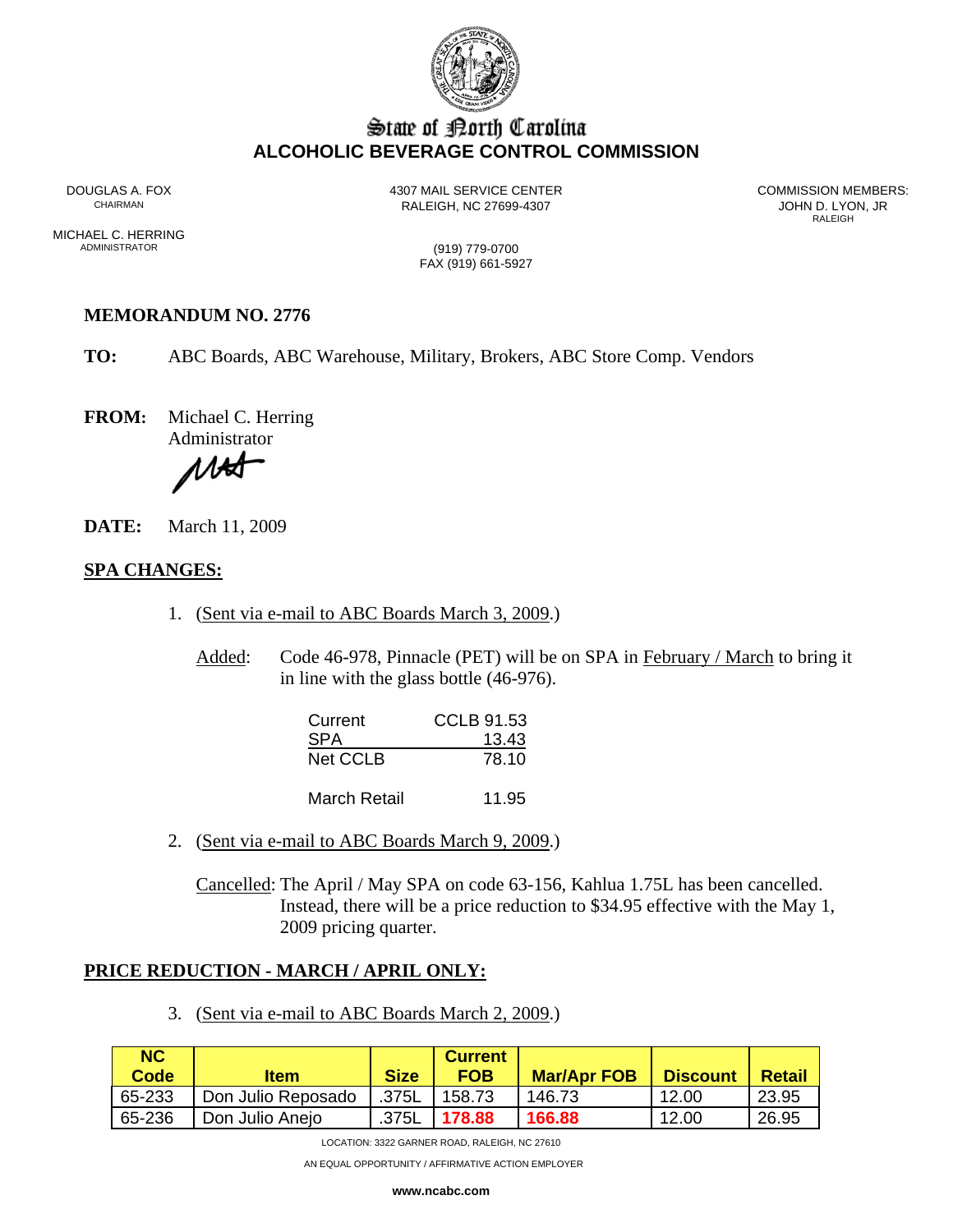# State of North Carolina
## ALCOHOLIC BEVERAGE CONTROL COMMISSION

DOUGLAS A. FOX
CHAIRMAN

MICHAEL C. HERRING
ADMINISTRATOR

4307 MAIL SERVICE CENTER
RALEIGH, NC 27699-4307

(919) 779-0700
FAX (919) 661-5927

COMMISSION MEMBERS:
JOHN D. LYON, JR
RALEIGH

**MEMORANDUM NO. 2776**

**TO:** ABC Boards, ABC Warehouse, Military, Brokers, ABC Store Comp. Vendors

**FROM:** Michael C. Herring
Administrator

**DATE:** March 11, 2009

**SPA CHANGES:**

1. (Sent via e-mail to ABC Boards March 3, 2009.)

   Added: Code 46-978, Pinnacle (PET) will be on SPA in February / March to bring it in line with the glass bottle (46-976).

   | | |
   |---|---|
   | Current | CCLB 91.53 |
   | SPA | 13.43 |
   | Net CCLB | 78.10 |
   | March Retail | 11.95 |

2. (Sent via e-mail to ABC Boards March 9, 2009.)

   Cancelled: The April / May SPA on code 63-156, Kahlua 1.75L has been cancelled. Instead, there will be a price reduction to $34.95 effective with the May 1, 2009 pricing quarter.

**PRICE REDUCTION - MARCH / APRIL ONLY:**

3. (Sent via e-mail to ABC Boards March 2, 2009.)

| NC Code | Item | Size | Current FOB | Mar/Apr FOB | Discount | Retail |
|---|---|---|---|---|---|---|
| 65-233 | Don Julio Reposado | .375L | 158.73 | 146.73 | 12.00 | 23.95 |
| 65-236 | Don Julio Anejo | .375L | **178.88** | **166.88** | 12.00 | 26.95 |

LOCATION: 3322 GARNER ROAD, RALEIGH, NC 27610

AN EQUAL OPPORTUNITY / AFFIRMATIVE ACTION EMPLOYER

www.ncabc.com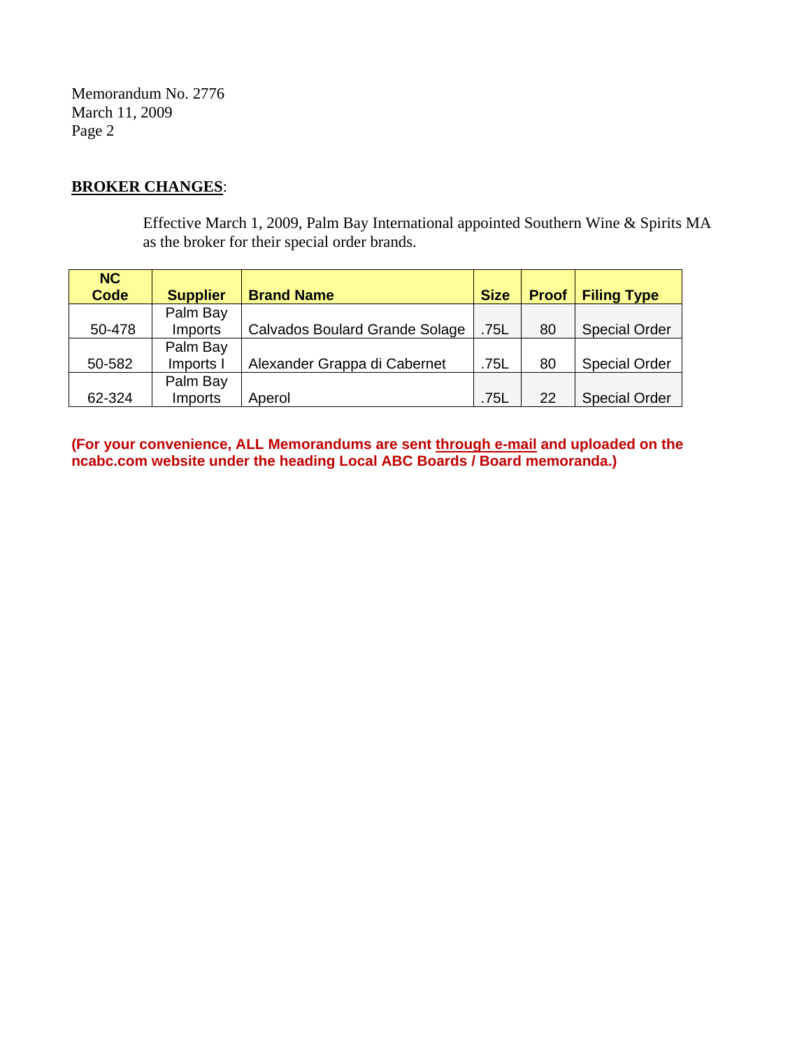Memorandum No. 2776
March 11, 2009
Page 2

**BROKER CHANGES**:

Effective March 1, 2009, Palm Bay International appointed Southern Wine & Spirits MA as the broker for their special order brands.

| NC Code | Supplier | Brand Name | Size | Proof | Filing Type |
|---|---|---|---|---|---|
| 50-478 | Palm Bay Imports | Calvados Boulard Grande Solage | .75L | 80 | Special Order |
| 50-582 | Palm Bay Imports I | Alexander Grappa di Cabernet | .75L | 80 | Special Order |
| 62-324 | Palm Bay Imports | Aperol | .75L | 22 | Special Order |

**(For your convenience, ALL Memorandums are sent through e-mail and uploaded on the ncabc.com website under the heading Local ABC Boards / Board memoranda.)**